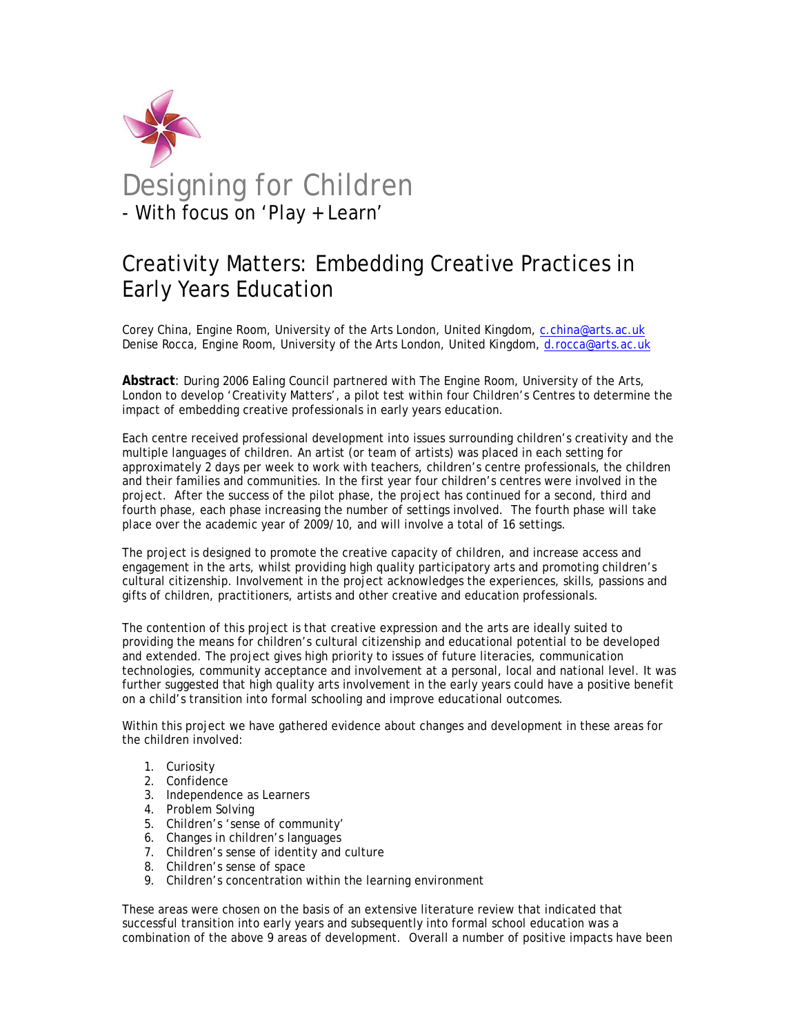# Designing for Children

- With focus on 'Play + Learn'

## Creativity Matters: Embedding Creative Practices in Early Years Education

Corey China, Engine Room, University of the Arts London, United Kingdom, c.china@arts.ac.uk
Denise Rocca, Engine Room, University of the Arts London, United Kingdom, d.rocca@arts.ac.uk

**Abstract**: During 2006 Ealing Council partnered with The Engine Room, University of the Arts, London to develop 'Creativity Matters', a pilot test within four Children's Centres to determine the impact of embedding creative professionals in early years education.

Each centre received professional development into issues surrounding children's creativity and the multiple languages of children. An artist (or team of artists) was placed in each setting for approximately 2 days per week to work with teachers, children's centre professionals, the children and their families and communities. In the first year four children's centres were involved in the project. After the success of the pilot phase, the project has continued for a second, third and fourth phase, each phase increasing the number of settings involved. The fourth phase will take place over the academic year of 2009/10, and will involve a total of 16 settings.

The project is designed to promote the creative capacity of children, and increase access and engagement in the arts, whilst providing high quality participatory arts and promoting children's cultural citizenship. Involvement in the project acknowledges the experiences, skills, passions and gifts of children, practitioners, artists and other creative and education professionals.

The contention of this project is that creative expression and the arts are ideally suited to providing the means for children's cultural citizenship and educational potential to be developed and extended. The project gives high priority to issues of future literacies, communication technologies, community acceptance and involvement at a personal, local and national level. It was further suggested that high quality arts involvement in the early years could have a positive benefit on a child's transition into formal schooling and improve educational outcomes.

Within this project we have gathered evidence about changes and development in these areas for the children involved:

1. Curiosity
2. Confidence
3. Independence as Learners
4. Problem Solving
5. Children's 'sense of community'
6. Changes in children's languages
7. Children's sense of identity and culture
8. Children's sense of space
9. Children's concentration within the learning environment

These areas were chosen on the basis of an extensive literature review that indicated that successful transition into early years and subsequently into formal school education was a combination of the above 9 areas of development. Overall a number of positive impacts have been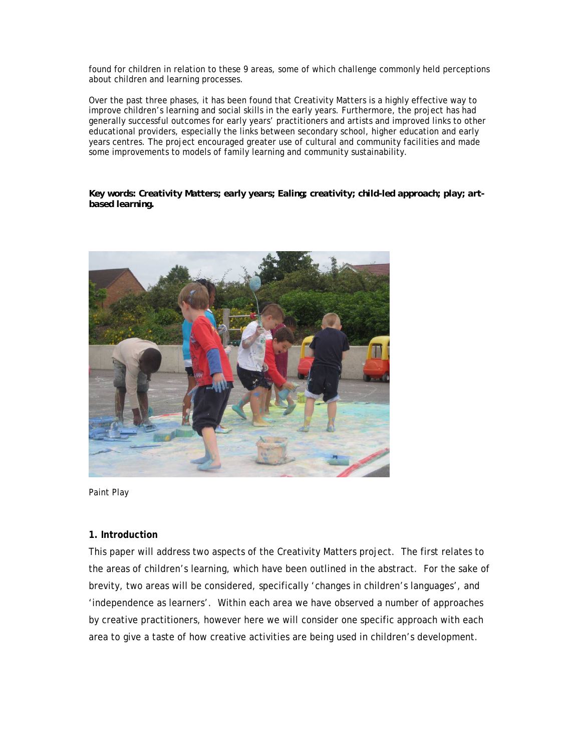found for children in relation to these 9 areas, some of which challenge commonly held perceptions about children and learning processes.

Over the past three phases, it has been found that Creativity Matters is a highly effective way to improve children's learning and social skills in the early years. Furthermore, the project has had generally successful outcomes for early years' practitioners and artists and improved links to other educational providers, especially the links between secondary school, higher education and early years centres. The project encouraged greater use of cultural and community facilities and made some improvements to models of family learning and community sustainability.

**Key words: Creativity Matters; early years; Ealing; creativity; child-led approach; play; art-based learning.**

Paint Play

### 1. Introduction

This paper will address two aspects of the Creativity Matters project. The first relates to the areas of children's learning, which have been outlined in the abstract. For the sake of brevity, two areas will be considered, specifically 'changes in children's languages', and 'independence as learners'. Within each area we have observed a number of approaches by creative practitioners, however here we will consider one specific approach with each area to give a taste of how creative activities are being used in children's development.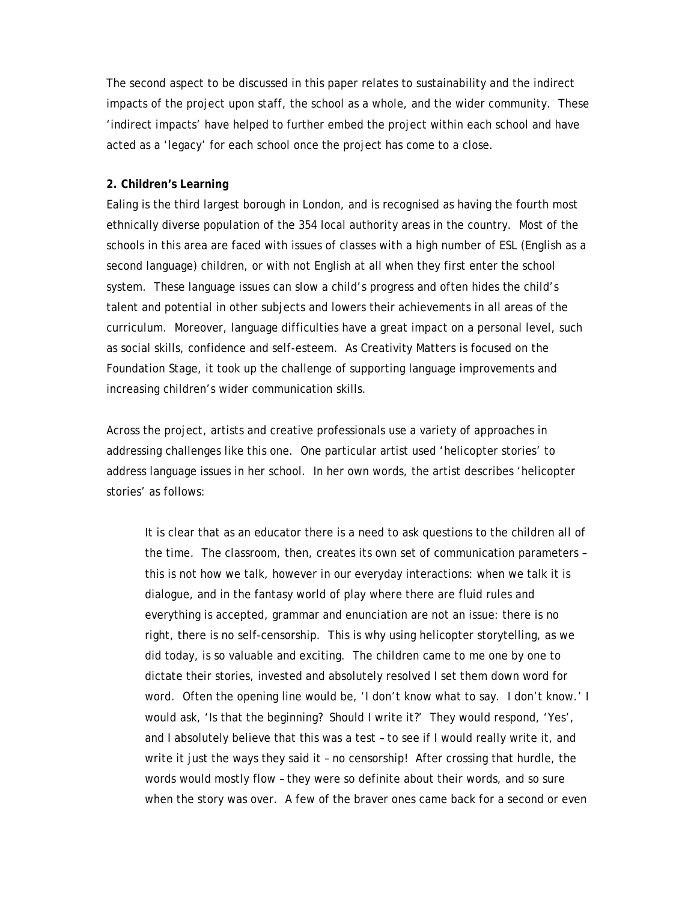The second aspect to be discussed in this paper relates to sustainability and the indirect impacts of the project upon staff, the school as a whole, and the wider community. These 'indirect impacts' have helped to further embed the project within each school and have acted as a 'legacy' for each school once the project has come to a close.

**2. Children's Learning**

Ealing is the third largest borough in London, and is recognised as having the fourth most ethnically diverse population of the 354 local authority areas in the country. Most of the schools in this area are faced with issues of classes with a high number of ESL (English as a second language) children, or with not English at all when they first enter the school system. These language issues can slow a child's progress and often hides the child's talent and potential in other subjects and lowers their achievements in all areas of the curriculum. Moreover, language difficulties have a great impact on a personal level, such as social skills, confidence and self-esteem. As Creativity Matters is focused on the Foundation Stage, it took up the challenge of supporting language improvements and increasing children's wider communication skills.

Across the project, artists and creative professionals use a variety of approaches in addressing challenges like this one. One particular artist used 'helicopter stories' to address language issues in her school. In her own words, the artist describes 'helicopter stories' as follows:

> It is clear that as an educator there is a need to ask questions to the children all of the time. The classroom, then, creates its own set of communication parameters – this is not how we talk, however in our everyday interactions: when we talk it is dialogue, and in the fantasy world of play where there are fluid rules and everything is accepted, grammar and enunciation are not an issue: there is no right, there is no self-censorship. This is why using helicopter storytelling, as we did today, is so valuable and exciting. The children came to me one by one to dictate their stories, invested and absolutely resolved I set them down word for word. Often the opening line would be, 'I don't know what to say. I don't know.' I would ask, 'Is that the beginning? Should I write it?' They would respond, 'Yes', and I absolutely believe that this was a test – to see if I would really write it, and write it just the ways they said it – no censorship! After crossing that hurdle, the words would mostly flow – they were so definite about their words, and so sure when the story was over. A few of the braver ones came back for a second or even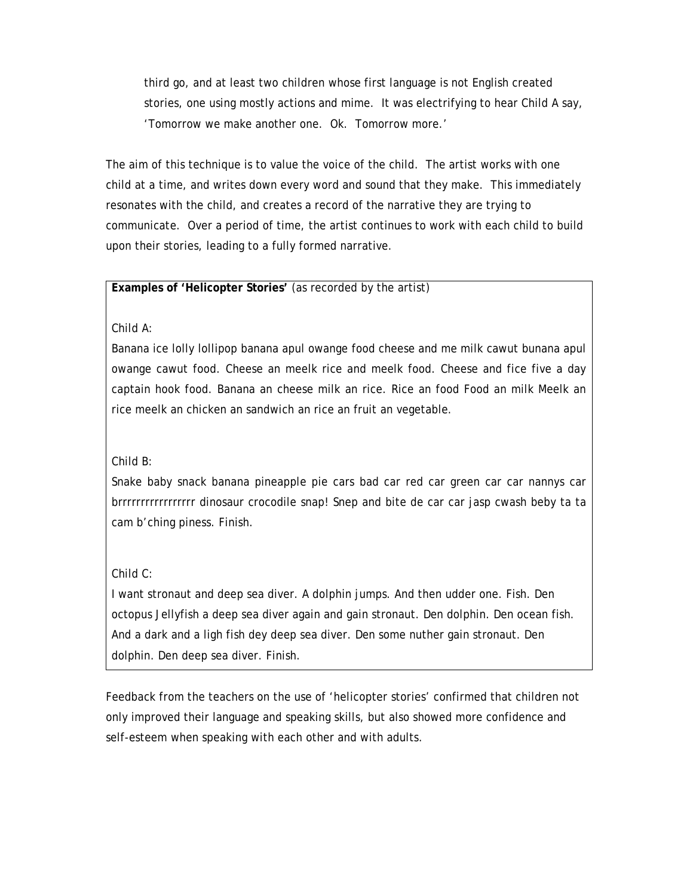> third go, and at least two children whose first language is not English created stories, one using mostly actions and mime. It was electrifying to hear Child A say, 'Tomorrow we make another one. Ok. Tomorrow more.'

The aim of this technique is to value the voice of the child. The artist works with one child at a time, and writes down every word and sound that they make. This immediately resonates with the child, and creates a record of the narrative they are trying to communicate. Over a period of time, the artist continues to work with each child to build upon their stories, leading to a fully formed narrative.

**Examples of 'Helicopter Stories'** (as recorded by the artist)

Child A:
Banana ice lolly lollipop banana apul owange food cheese and me milk cawut bunana apul owange cawut food. Cheese an meelk rice and meelk food. Cheese and fice five a day captain hook food. Banana an cheese milk an rice. Rice an food Food an milk Meelk an rice meelk an chicken an sandwich an rice an fruit an vegetable.

Child B:
Snake baby snack banana pineapple pie cars bad car red car green car car nannys car brrrrrrrrrrrrrrrr dinosaur crocodile snap! Snep and bite de car car jasp cwash beby ta ta cam b'ching piness. Finish.

Child C:
I want stronaut and deep sea diver. A dolphin jumps. And then udder one. Fish. Den octopus Jellyfish a deep sea diver again and gain stronaut. Den dolphin. Den ocean fish. And a dark and a ligh fish dey deep sea diver. Den some nuther gain stronaut. Den dolphin. Den deep sea diver. Finish.

Feedback from the teachers on the use of 'helicopter stories' confirmed that children not only improved their language and speaking skills, but also showed more confidence and self-esteem when speaking with each other and with adults.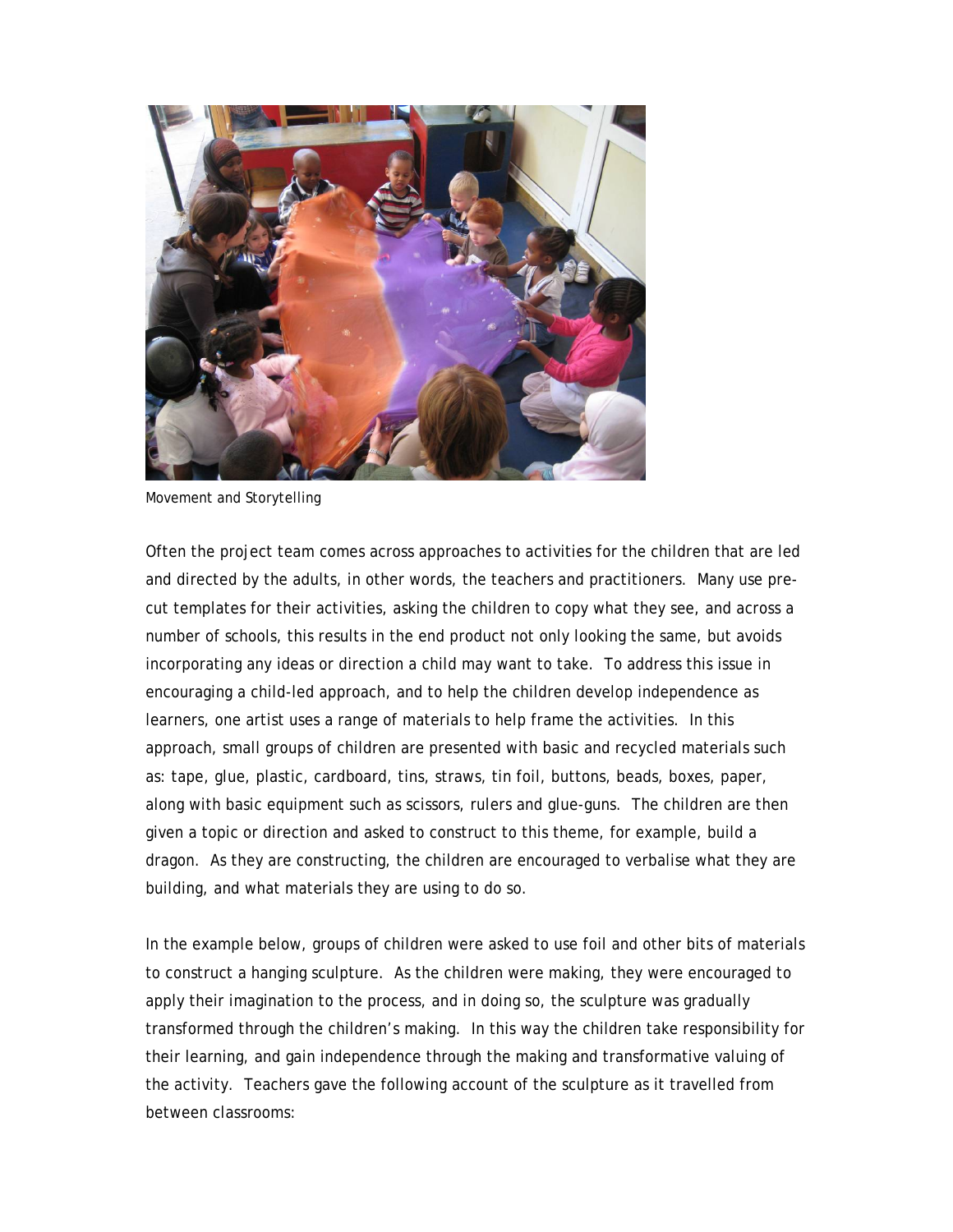Movement and Storytelling

Often the project team comes across approaches to activities for the children that are led and directed by the adults, in other words, the teachers and practitioners. Many use pre-cut templates for their activities, asking the children to copy what they see, and across a number of schools, this results in the end product not only looking the same, but avoids incorporating any ideas or direction a child may want to take. To address this issue in encouraging a child-led approach, and to help the children develop independence as learners, one artist uses a range of materials to help frame the activities. In this approach, small groups of children are presented with basic and recycled materials such as: tape, glue, plastic, cardboard, tins, straws, tin foil, buttons, beads, boxes, paper, along with basic equipment such as scissors, rulers and glue-guns. The children are then given a topic or direction and asked to construct to this theme, for example, build a dragon. As they are constructing, the children are encouraged to verbalise what they are building, and what materials they are using to do so.

In the example below, groups of children were asked to use foil and other bits of materials to construct a hanging sculpture. As the children were making, they were encouraged to apply their imagination to the process, and in doing so, the sculpture was gradually transformed through the children's making. In this way the children take responsibility for their learning, and gain independence through the making and transformative valuing of the activity. Teachers gave the following account of the sculpture as it travelled from between classrooms: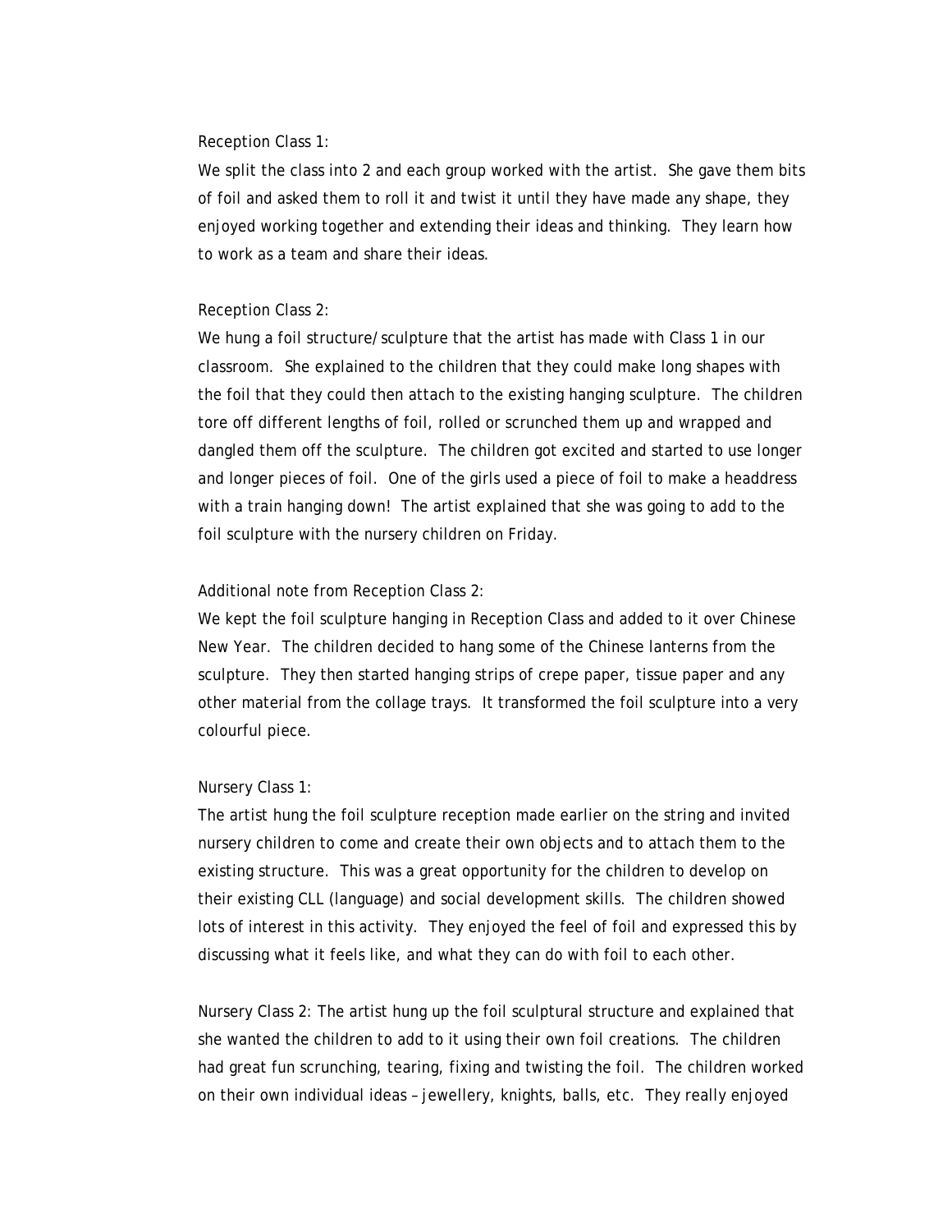Reception Class 1:

We split the class into 2 and each group worked with the artist. She gave them bits of foil and asked them to roll it and twist it until they have made any shape, they enjoyed working together and extending their ideas and thinking. They learn how to work as a team and share their ideas.

Reception Class 2:

We hung a foil structure/sculpture that the artist has made with Class 1 in our classroom. She explained to the children that they could make long shapes with the foil that they could then attach to the existing hanging sculpture. The children tore off different lengths of foil, rolled or scrunched them up and wrapped and dangled them off the sculpture. The children got excited and started to use longer and longer pieces of foil. One of the girls used a piece of foil to make a headdress with a train hanging down! The artist explained that she was going to add to the foil sculpture with the nursery children on Friday.

Additional note from Reception Class 2:

We kept the foil sculpture hanging in Reception Class and added to it over Chinese New Year. The children decided to hang some of the Chinese lanterns from the sculpture. They then started hanging strips of crepe paper, tissue paper and any other material from the collage trays. It transformed the foil sculpture into a very colourful piece.

Nursery Class 1:

The artist hung the foil sculpture reception made earlier on the string and invited nursery children to come and create their own objects and to attach them to the existing structure. This was a great opportunity for the children to develop on their existing CLL (language) and social development skills. The children showed lots of interest in this activity. They enjoyed the feel of foil and expressed this by discussing what it feels like, and what they can do with foil to each other.

Nursery Class 2: The artist hung up the foil sculptural structure and explained that she wanted the children to add to it using their own foil creations. The children had great fun scrunching, tearing, fixing and twisting the foil. The children worked on their own individual ideas – jewellery, knights, balls, etc. They really enjoyed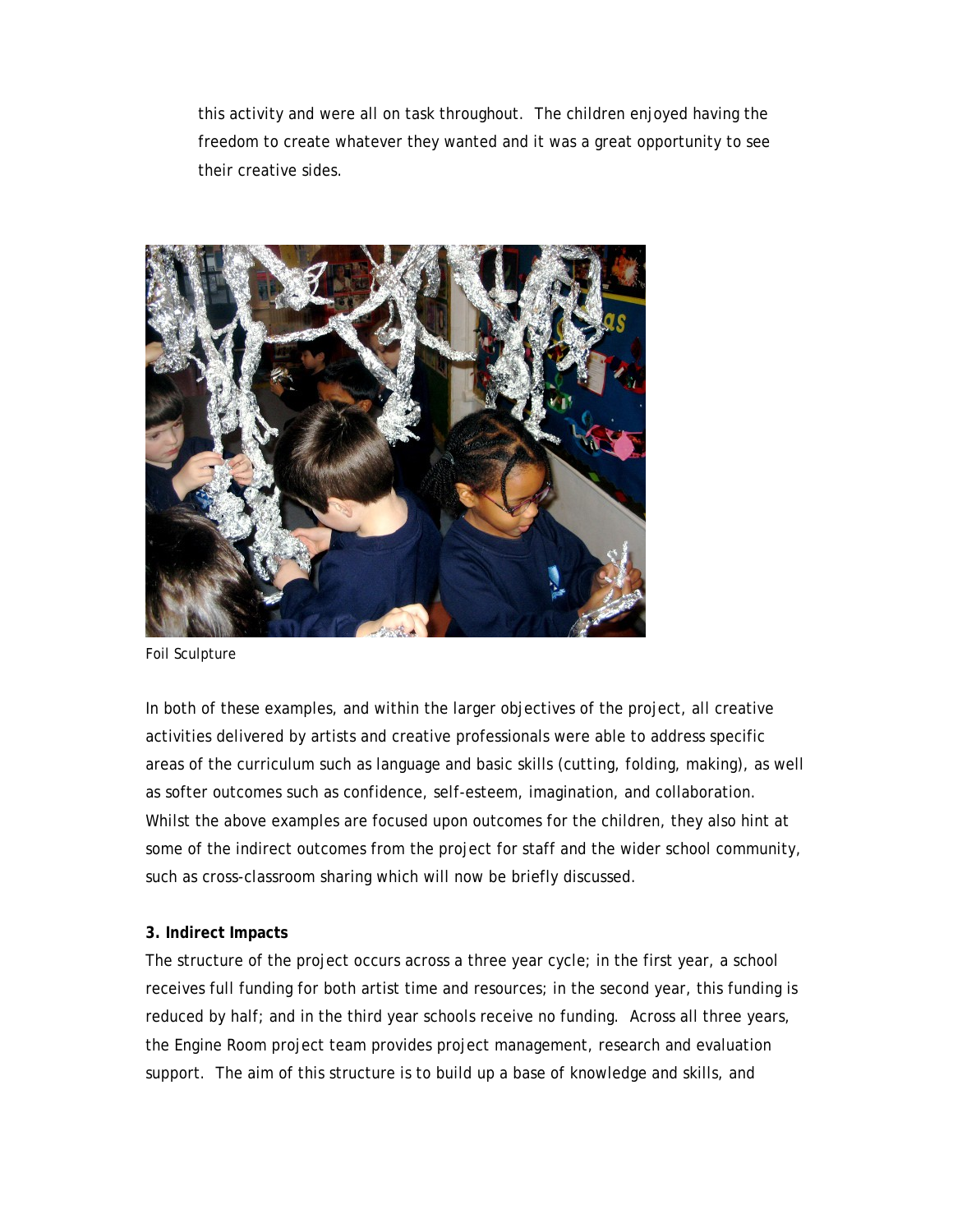this activity and were all on task throughout. The children enjoyed having the freedom to create whatever they wanted and it was a great opportunity to see their creative sides.

Foil Sculpture

In both of these examples, and within the larger objectives of the project, all creative activities delivered by artists and creative professionals were able to address specific areas of the curriculum such as language and basic skills (cutting, folding, making), as well as softer outcomes such as confidence, self-esteem, imagination, and collaboration. Whilst the above examples are focused upon outcomes for the children, they also hint at some of the indirect outcomes from the project for staff and the wider school community, such as cross-classroom sharing which will now be briefly discussed.

**3. Indirect Impacts**

The structure of the project occurs across a three year cycle; in the first year, a school receives full funding for both artist time and resources; in the second year, this funding is reduced by half; and in the third year schools receive no funding. Across all three years, the Engine Room project team provides project management, research and evaluation support. The aim of this structure is to build up a base of knowledge and skills, and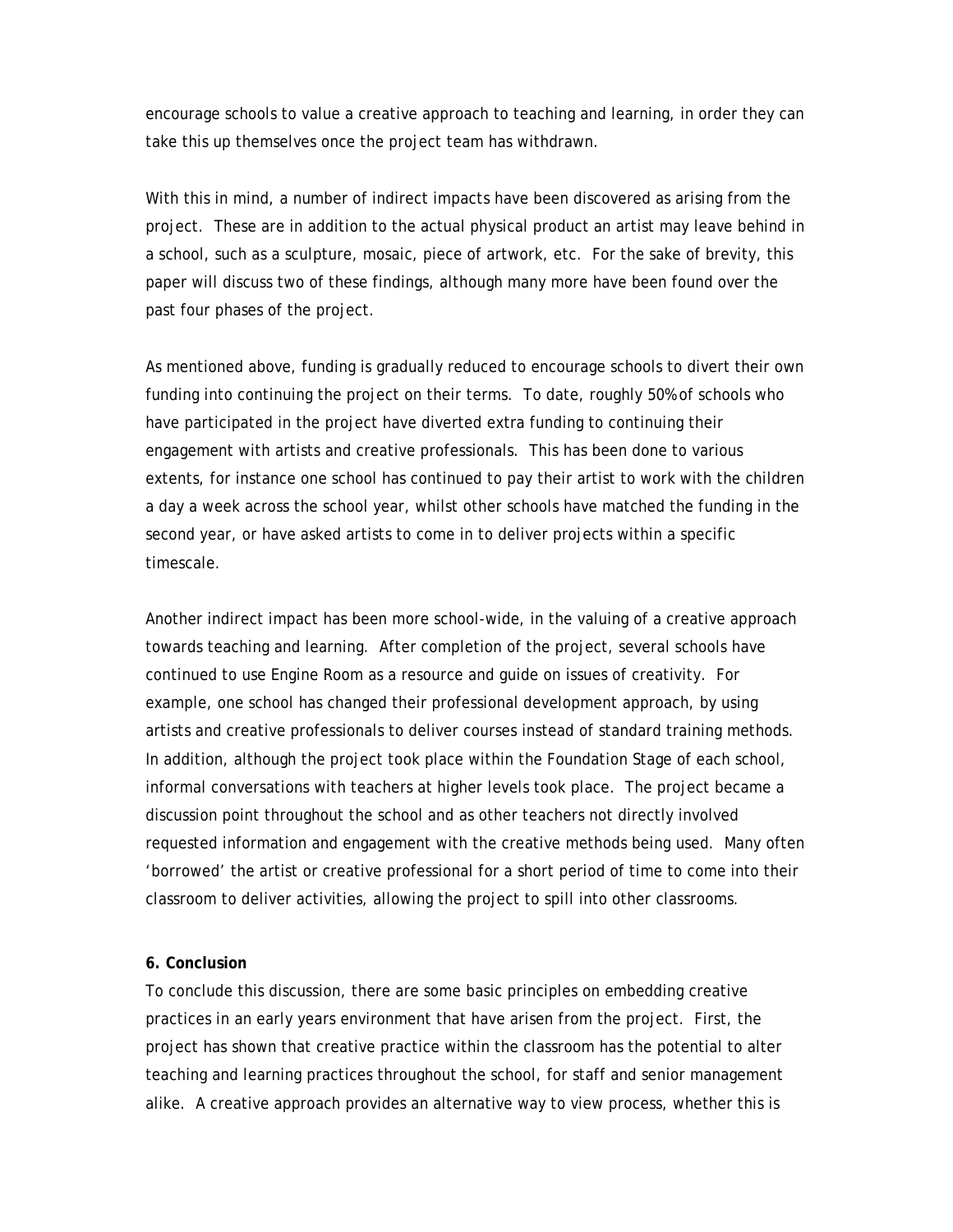encourage schools to value a creative approach to teaching and learning, in order they can take this up themselves once the project team has withdrawn.

With this in mind, a number of indirect impacts have been discovered as arising from the project. These are in addition to the actual physical product an artist may leave behind in a school, such as a sculpture, mosaic, piece of artwork, etc. For the sake of brevity, this paper will discuss two of these findings, although many more have been found over the past four phases of the project.

As mentioned above, funding is gradually reduced to encourage schools to divert their own funding into continuing the project on their terms. To date, roughly 50% of schools who have participated in the project have diverted extra funding to continuing their engagement with artists and creative professionals. This has been done to various extents, for instance one school has continued to pay their artist to work with the children a day a week across the school year, whilst other schools have matched the funding in the second year, or have asked artists to come in to deliver projects within a specific timescale.

Another indirect impact has been more school-wide, in the valuing of a creative approach towards teaching and learning. After completion of the project, several schools have continued to use Engine Room as a resource and guide on issues of creativity. For example, one school has changed their professional development approach, by using artists and creative professionals to deliver courses instead of standard training methods. In addition, although the project took place within the Foundation Stage of each school, informal conversations with teachers at higher levels took place. The project became a discussion point throughout the school and as other teachers not directly involved requested information and engagement with the creative methods being used. Many often 'borrowed' the artist or creative professional for a short period of time to come into their classroom to deliver activities, allowing the project to spill into other classrooms.

**6. Conclusion**

To conclude this discussion, there are some basic principles on embedding creative practices in an early years environment that have arisen from the project. First, the project has shown that creative practice within the classroom has the potential to alter teaching and learning practices throughout the school, for staff and senior management alike. A creative approach provides an alternative way to view process, whether this is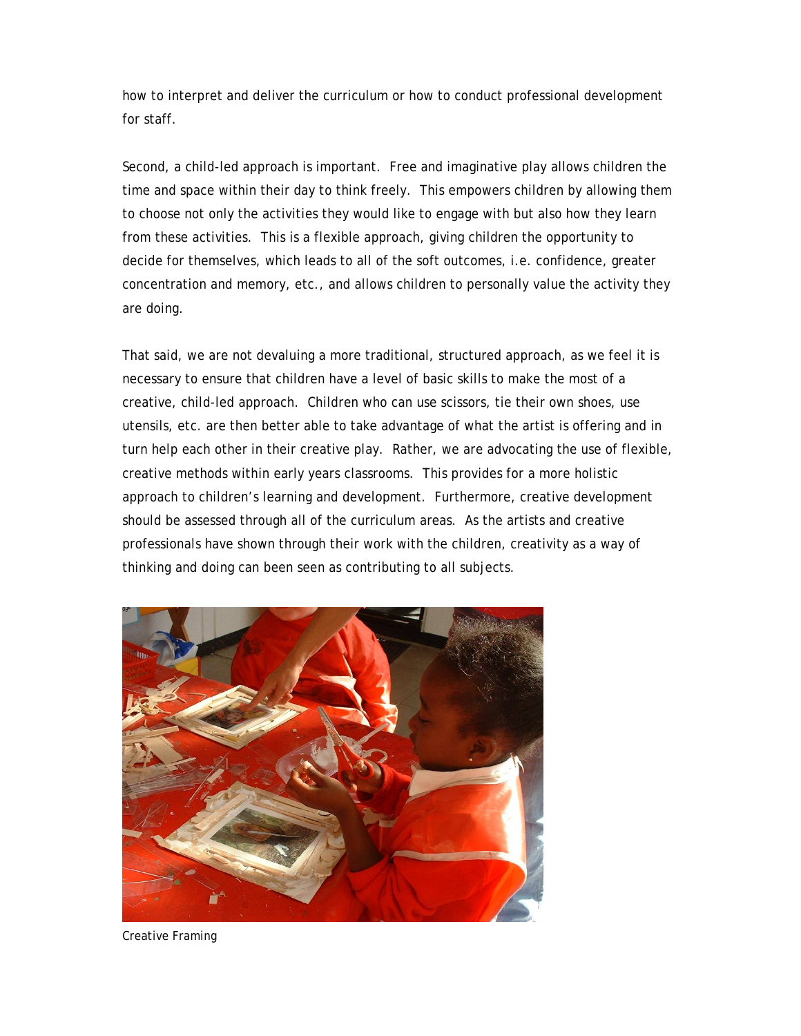how to interpret and deliver the curriculum or how to conduct professional development for staff.

Second, a child-led approach is important. Free and imaginative play allows children the time and space within their day to think freely. This empowers children by allowing them to choose not only the activities they would like to engage with but also how they learn from these activities. This is a flexible approach, giving children the opportunity to decide for themselves, which leads to all of the soft outcomes, i.e. confidence, greater concentration and memory, etc., and allows children to personally value the activity they are doing.

That said, we are not devaluing a more traditional, structured approach, as we feel it is necessary to ensure that children have a level of basic skills to make the most of a creative, child-led approach. Children who can use scissors, tie their own shoes, use utensils, etc. are then better able to take advantage of what the artist is offering and in turn help each other in their creative play. Rather, we are advocating the use of flexible, creative methods within early years classrooms. This provides for a more holistic approach to children's learning and development. Furthermore, creative development should be assessed through all of the curriculum areas. As the artists and creative professionals have shown through their work with the children, creativity as a way of thinking and doing can been seen as contributing to all subjects.

Creative Framing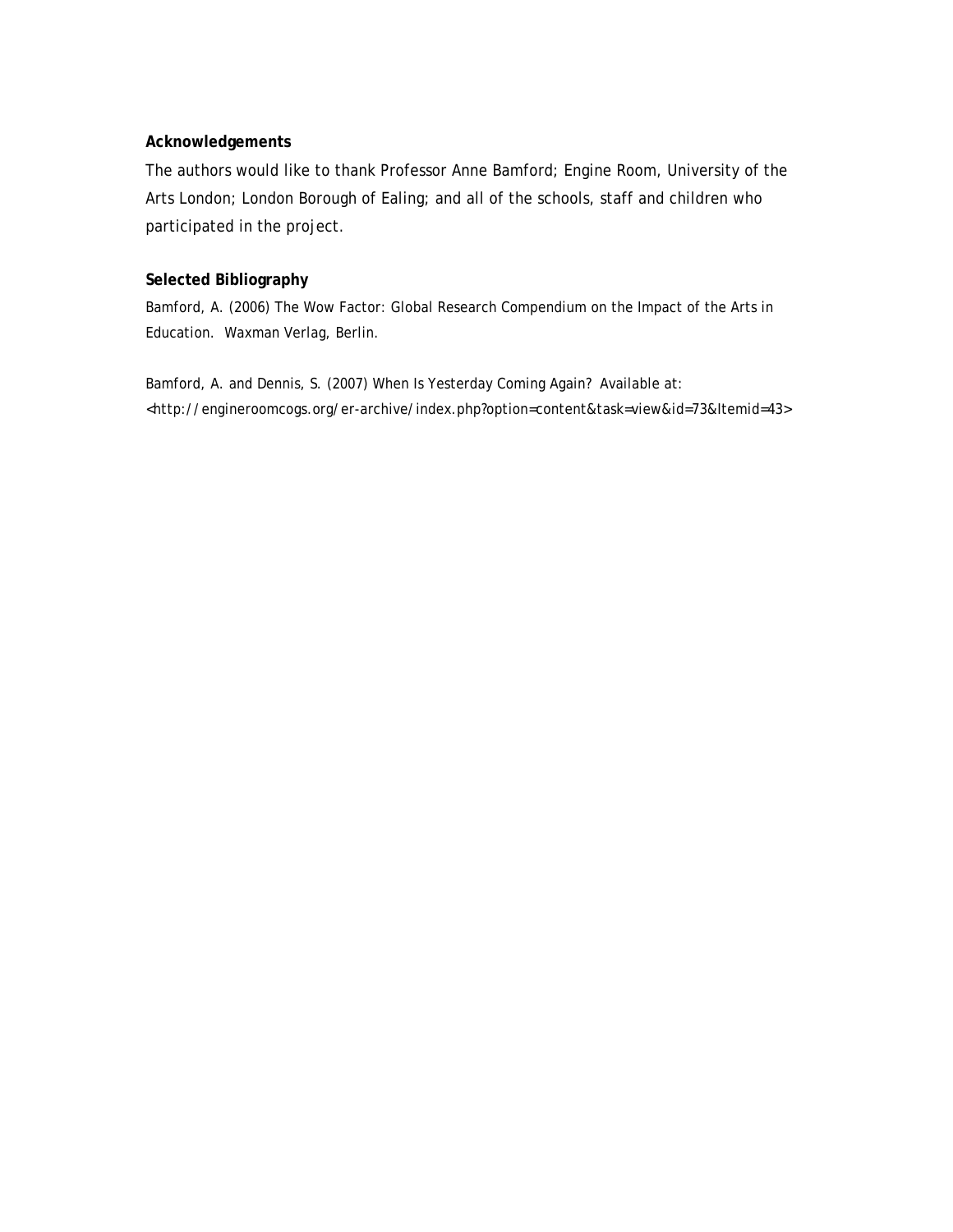**Acknowledgements**

The authors would like to thank Professor Anne Bamford; Engine Room, University of the Arts London; London Borough of Ealing; and all of the schools, staff and children who participated in the project.

**Selected Bibliography**

Bamford, A. (2006) The Wow Factor: Global Research Compendium on the Impact of the Arts in Education. Waxman Verlag, Berlin.

Bamford, A. and Dennis, S. (2007) When Is Yesterday Coming Again? Available at: <http://engineroomcogs.org/er-archive/index.php?option=content&task=view&id=73&Itemid=43>